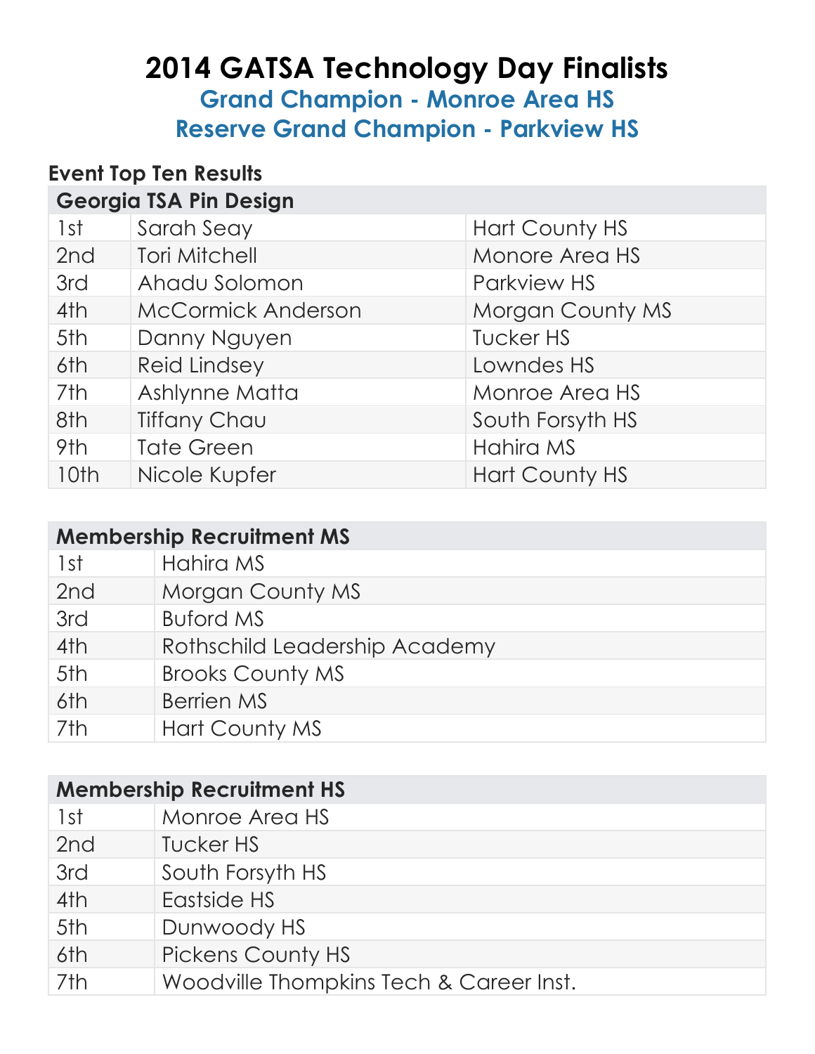# 2014 GATSA Technology Day Finalists

## Grand Champion - Monroe Area HS

## Reserve Grand Champion - Parkview HS

### Event Top Ten Results

**Georgia TSA Pin Design**

| | | |
|---|---|---|
| 1st | Sarah Seay | Hart County HS |
| 2nd | Tori Mitchell | Monore Area HS |
| 3rd | Ahadu Solomon | Parkview HS |
| 4th | McCormick Anderson | Morgan County MS |
| 5th | Danny Nguyen | Tucker HS |
| 6th | Reid Lindsey | Lowndes HS |
| 7th | Ashlynne Matta | Monroe Area HS |
| 8th | Tiffany Chau | South Forsyth HS |
| 9th | Tate Green | Hahira MS |
| 10th | Nicole Kupfer | Hart County HS |

**Membership Recruitment MS**

| | |
|---|---|
| 1st | Hahira MS |
| 2nd | Morgan County MS |
| 3rd | Buford MS |
| 4th | Rothschild Leadership Academy |
| 5th | Brooks County MS |
| 6th | Berrien MS |
| 7th | Hart County MS |

**Membership Recruitment HS**

| | |
|---|---|
| 1st | Monroe Area HS |
| 2nd | Tucker HS |
| 3rd | South Forsyth HS |
| 4th | Eastside HS |
| 5th | Dunwoody HS |
| 6th | Pickens County HS |
| 7th | Woodville Thompkins Tech & Career Inst. |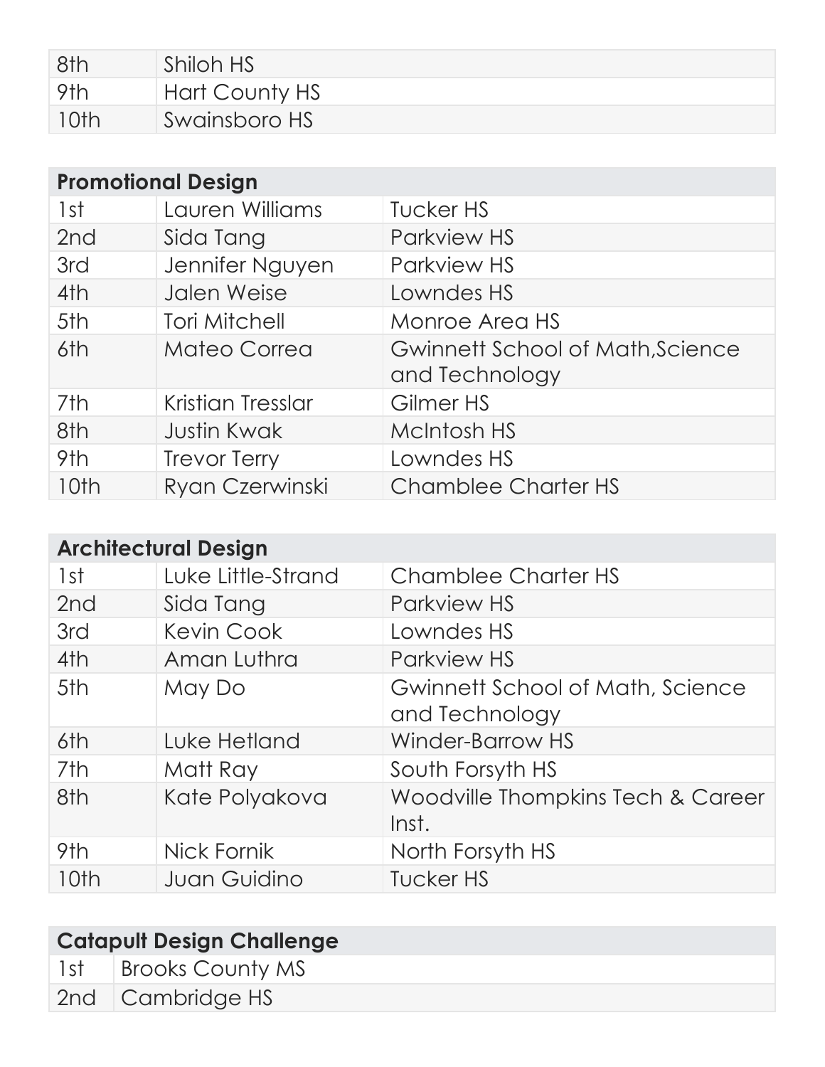| | |
|---|---|
| 8th | Shiloh HS |
| 9th | Hart County HS |
| 10th | Swainsboro HS |

| Promotional Design | | |
|---|---|---|
| 1st | Lauren Williams | Tucker HS |
| 2nd | Sida Tang | Parkview HS |
| 3rd | Jennifer Nguyen | Parkview HS |
| 4th | Jalen Weise | Lowndes HS |
| 5th | Tori Mitchell | Monroe Area HS |
| 6th | Mateo Correa | Gwinnett School of Math,Science and Technology |
| 7th | Kristian Tresslar | Gilmer HS |
| 8th | Justin Kwak | McIntosh HS |
| 9th | Trevor Terry | Lowndes HS |
| 10th | Ryan Czerwinski | Chamblee Charter HS |

| Architectural Design | | |
|---|---|---|
| 1st | Luke Little-Strand | Chamblee Charter HS |
| 2nd | Sida Tang | Parkview HS |
| 3rd | Kevin Cook | Lowndes HS |
| 4th | Aman Luthra | Parkview HS |
| 5th | May Do | Gwinnett School of Math, Science and Technology |
| 6th | Luke Hetland | Winder-Barrow HS |
| 7th | Matt Ray | South Forsyth HS |
| 8th | Kate Polyakova | Woodville Thompkins Tech & Career Inst. |
| 9th | Nick Fornik | North Forsyth HS |
| 10th | Juan Guidino | Tucker HS |

| Catapult Design Challenge | |
|---|---|
| 1st | Brooks County MS |
| 2nd | Cambridge HS |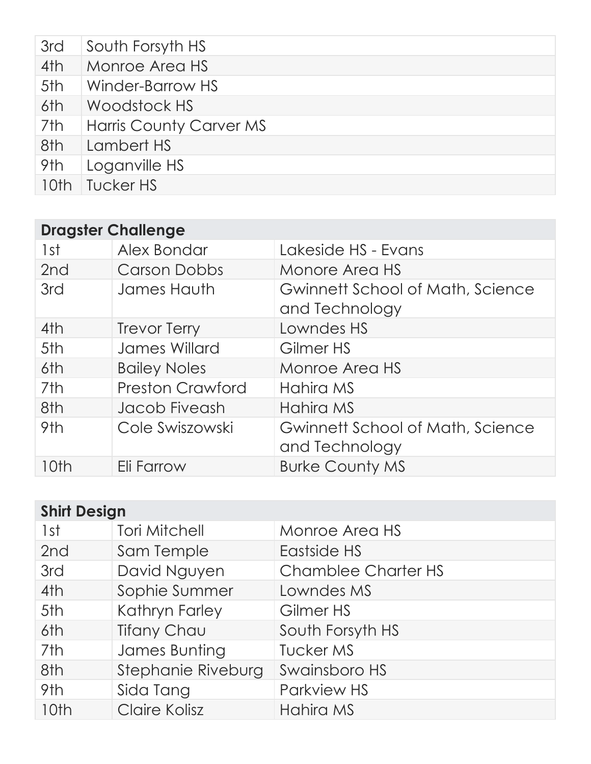| | |
|---|---|
| 3rd | South Forsyth HS |
| 4th | Monroe Area HS |
| 5th | Winder-Barrow HS |
| 6th | Woodstock HS |
| 7th | Harris County Carver MS |
| 8th | Lambert HS |
| 9th | Loganville HS |
| 10th | Tucker HS |

| **Dragster Challenge** | | |
|---|---|---|
| 1st | Alex Bondar | Lakeside HS - Evans |
| 2nd | Carson Dobbs | Monore Area HS |
| 3rd | James Hauth | Gwinnett School of Math, Science and Technology |
| 4th | Trevor Terry | Lowndes HS |
| 5th | James Willard | Gilmer HS |
| 6th | Bailey Noles | Monroe Area HS |
| 7th | Preston Crawford | Hahira MS |
| 8th | Jacob Fiveash | Hahira MS |
| 9th | Cole Swiszowski | Gwinnett School of Math, Science and Technology |
| 10th | Eli Farrow | Burke County MS |

| **Shirt Design** | | |
|---|---|---|
| 1st | Tori Mitchell | Monroe Area HS |
| 2nd | Sam Temple | Eastside HS |
| 3rd | David Nguyen | Chamblee Charter HS |
| 4th | Sophie Summer | Lowndes MS |
| 5th | Kathryn Farley | Gilmer HS |
| 6th | Tifany Chau | South Forsyth HS |
| 7th | James Bunting | Tucker MS |
| 8th | Stephanie Riveburg | Swainsboro HS |
| 9th | Sida Tang | Parkview HS |
| 10th | Claire Kolisz | Hahira MS |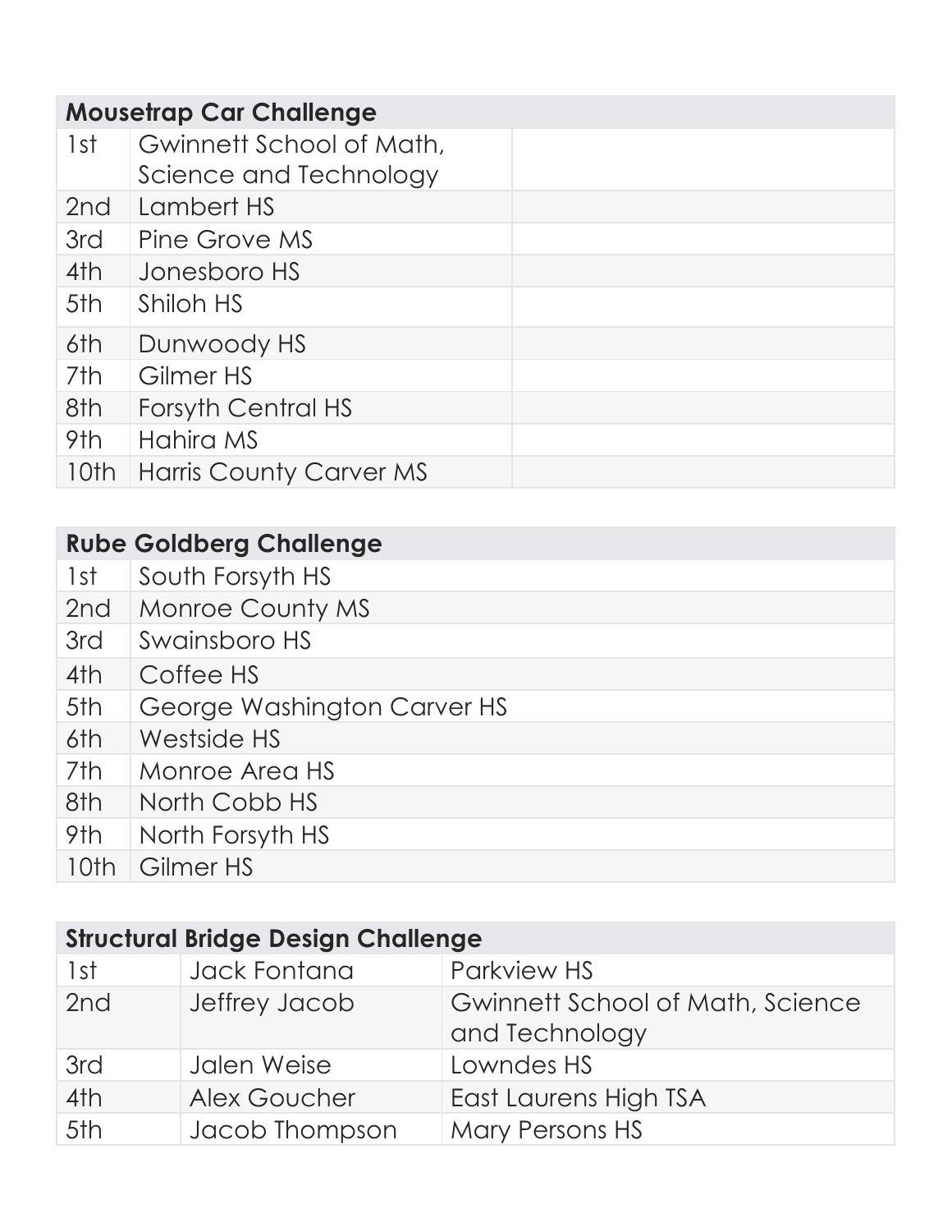| Mousetrap Car Challenge | | |
|---|---|---|
| 1st | Gwinnett School of Math, Science and Technology | |
| 2nd | Lambert HS | |
| 3rd | Pine Grove MS | |
| 4th | Jonesboro HS | |
| 5th | Shiloh HS | |
| 6th | Dunwoody HS | |
| 7th | Gilmer HS | |
| 8th | Forsyth Central HS | |
| 9th | Hahira MS | |
| 10th | Harris County Carver MS | |

| Rube Goldberg Challenge | |
|---|---|
| 1st | South Forsyth HS |
| 2nd | Monroe County MS |
| 3rd | Swainsboro HS |
| 4th | Coffee HS |
| 5th | George Washington Carver HS |
| 6th | Westside HS |
| 7th | Monroe Area HS |
| 8th | North Cobb HS |
| 9th | North Forsyth HS |
| 10th | Gilmer HS |

| Structural Bridge Design Challenge | | |
|---|---|---|
| 1st | Jack Fontana | Parkview HS |
| 2nd | Jeffrey Jacob | Gwinnett School of Math, Science and Technology |
| 3rd | Jalen Weise | Lowndes HS |
| 4th | Alex Goucher | East Laurens High TSA |
| 5th | Jacob Thompson | Mary Persons HS |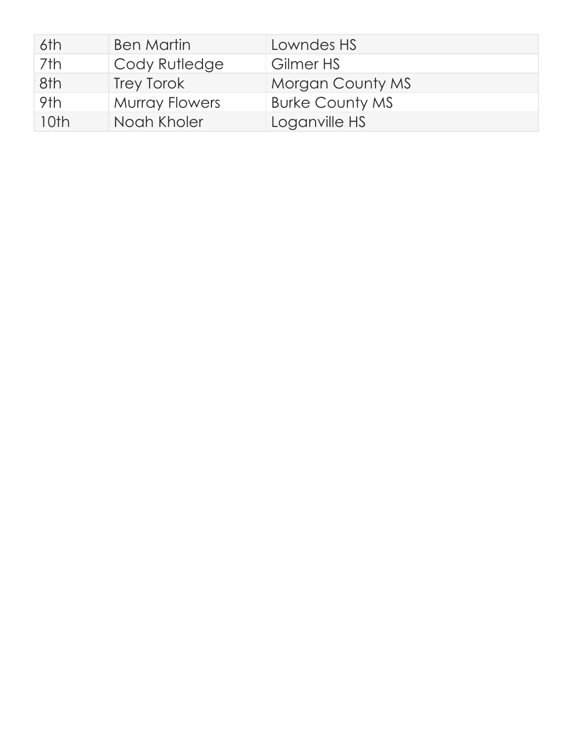| | | |
|---|---|---|
| 6th | Ben Martin | Lowndes HS |
| 7th | Cody Rutledge | Gilmer HS |
| 8th | Trey Torok | Morgan County MS |
| 9th | Murray Flowers | Burke County MS |
| 10th | Noah Kholer | Loganville HS |